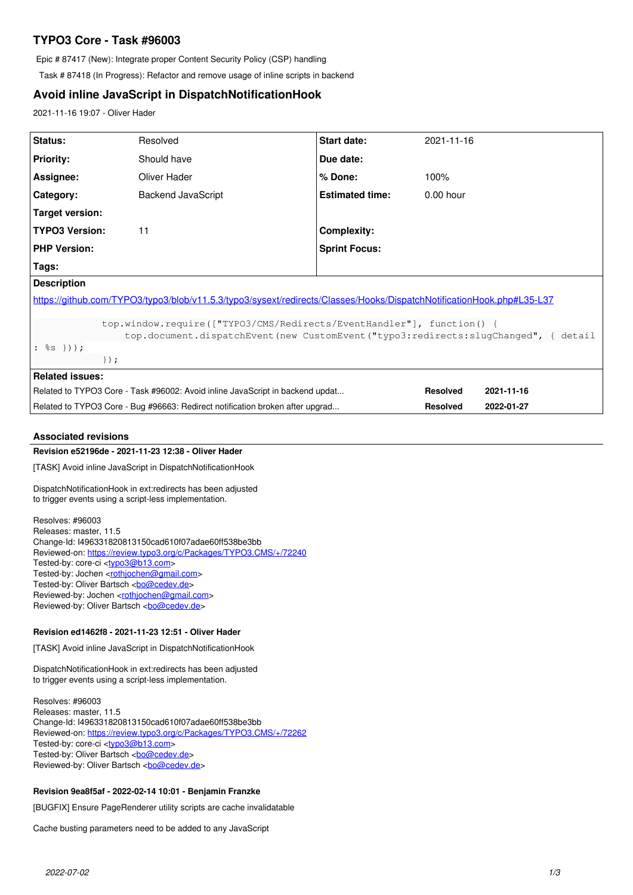# TYPO3 Core - Task #96003

Epic # 87417 (New): Integrate proper Content Security Policy (CSP) handling

Task # 87418 (In Progress): Refactor and remove usage of inline scripts in backend

## Avoid inline JavaScript in DispatchNotificationHook

2021-11-16 19:07 - Oliver Hader

| Status: | Resolved | Start date: | 2021-11-16 |
|---|---|---|---|
| Priority: | Should have | Due date: | |
| Assignee: | Oliver Hader | % Done: | 100% |
| Category: | Backend JavaScript | Estimated time: | 0.00 hour |
| Target version: | | | |
| TYPO3 Version: | 11 | Complexity: | |
| PHP Version: | | Sprint Focus: | |
| Tags: | | | |

**Description**

https://github.com/TYPO3/typo3/blob/v11.5.3/typo3/sysext/redirects/Classes/Hooks/DispatchNotificationHook.php#L35-L37

```
            top.window.require(["TYPO3/CMS/Redirects/EventHandler"], function() {
                top.document.dispatchEvent(new CustomEvent("typo3:redirects:slugChanged", { detail
: %s }));
            });
```

**Related issues:**

| | | |
|---|---|---|
| Related to TYPO3 Core - Task #96002: Avoid inline JavaScript in backend updat... | Resolved | 2021-11-16 |
| Related to TYPO3 Core - Bug #96663: Redirect notification broken after upgrad... | Resolved | 2022-01-27 |

### Associated revisions

**Revision e52196de - 2021-11-23 12:38 - Oliver Hader**

[TASK] Avoid inline JavaScript in DispatchNotificationHook

DispatchNotificationHook in ext:redirects has been adjusted
to trigger events using a script-less implementation.

Resolves: #96003
Releases: master, 11.5
Change-Id: I496331820813150cad610f07adae60ff538be3bb
Reviewed-on: https://review.typo3.org/c/Packages/TYPO3.CMS/+/72240
Tested-by: core-ci <typo3@b13.com>
Tested-by: Jochen <rothjochen@gmail.com>
Tested-by: Oliver Bartsch <bo@cedev.de>
Reviewed-by: Jochen <rothjochen@gmail.com>
Reviewed-by: Oliver Bartsch <bo@cedev.de>

**Revision ed1462f8 - 2021-11-23 12:51 - Oliver Hader**

[TASK] Avoid inline JavaScript in DispatchNotificationHook

DispatchNotificationHook in ext:redirects has been adjusted
to trigger events using a script-less implementation.

Resolves: #96003
Releases: master, 11.5
Change-Id: I496331820813150cad610f07adae60ff538be3bb
Reviewed-on: https://review.typo3.org/c/Packages/TYPO3.CMS/+/72262
Tested-by: core-ci <typo3@b13.com>
Tested-by: Oliver Bartsch <bo@cedev.de>
Reviewed-by: Oliver Bartsch <bo@cedev.de>

**Revision 9ea8f5af - 2022-02-14 10:01 - Benjamin Franzke**

[BUGFIX] Ensure PageRenderer utility scripts are cache invalidatable

Cache busting parameters need to be added to any JavaScript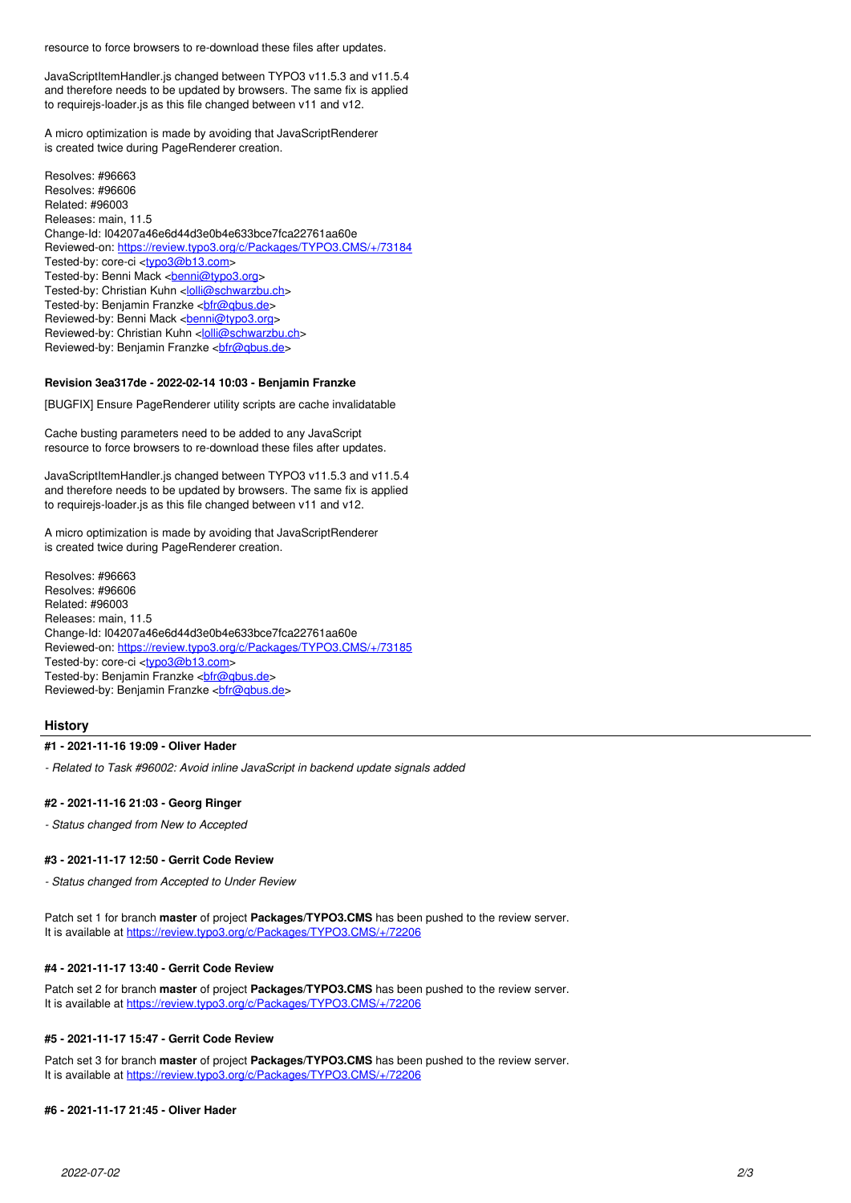resource to force browsers to re-download these files after updates.

JavaScriptItemHandler.js changed between TYPO3 v11.5.3 and v11.5.4
and therefore needs to be updated by browsers. The same fix is applied
to requirejs-loader.js as this file changed between v11 and v12.

A micro optimization is made by avoiding that JavaScriptRenderer
is created twice during PageRenderer creation.

Resolves: #96663
Resolves: #96606
Related: #96003
Releases: main, 11.5
Change-Id: I04207a46e6d44d3e0b4e633bce7fca22761aa60e
Reviewed-on: https://review.typo3.org/c/Packages/TYPO3.CMS/+/73184
Tested-by: core-ci <typo3@b13.com>
Tested-by: Benni Mack <benni@typo3.org>
Tested-by: Christian Kuhn <lolli@schwarzbu.ch>
Tested-by: Benjamin Franzke <bfr@qbus.de>
Reviewed-by: Benni Mack <benni@typo3.org>
Reviewed-by: Christian Kuhn <lolli@schwarzbu.ch>
Reviewed-by: Benjamin Franzke <bfr@qbus.de>

#### Revision 3ea317de - 2022-02-14 10:03 - Benjamin Franzke

[BUGFIX] Ensure PageRenderer utility scripts are cache invalidatable

Cache busting parameters need to be added to any JavaScript
resource to force browsers to re-download these files after updates.

JavaScriptItemHandler.js changed between TYPO3 v11.5.3 and v11.5.4
and therefore needs to be updated by browsers. The same fix is applied
to requirejs-loader.js as this file changed between v11 and v12.

A micro optimization is made by avoiding that JavaScriptRenderer
is created twice during PageRenderer creation.

Resolves: #96663
Resolves: #96606
Related: #96003
Releases: main, 11.5
Change-Id: I04207a46e6d44d3e0b4e633bce7fca22761aa60e
Reviewed-on: https://review.typo3.org/c/Packages/TYPO3.CMS/+/73185
Tested-by: core-ci <typo3@b13.com>
Tested-by: Benjamin Franzke <bfr@qbus.de>
Reviewed-by: Benjamin Franzke <bfr@qbus.de>

## History

#### #1 - 2021-11-16 19:09 - Oliver Hader

*- Related to Task #96002: Avoid inline JavaScript in backend update signals added*

#### #2 - 2021-11-16 21:03 - Georg Ringer

*- Status changed from New to Accepted*

#### #3 - 2021-11-17 12:50 - Gerrit Code Review

*- Status changed from Accepted to Under Review*

Patch set 1 for branch **master** of project **Packages/TYPO3.CMS** has been pushed to the review server.
It is available at https://review.typo3.org/c/Packages/TYPO3.CMS/+/72206

#### #4 - 2021-11-17 13:40 - Gerrit Code Review

Patch set 2 for branch **master** of project **Packages/TYPO3.CMS** has been pushed to the review server.
It is available at https://review.typo3.org/c/Packages/TYPO3.CMS/+/72206

#### #5 - 2021-11-17 15:47 - Gerrit Code Review

Patch set 3 for branch **master** of project **Packages/TYPO3.CMS** has been pushed to the review server.
It is available at https://review.typo3.org/c/Packages/TYPO3.CMS/+/72206

#### #6 - 2021-11-17 21:45 - Oliver Hader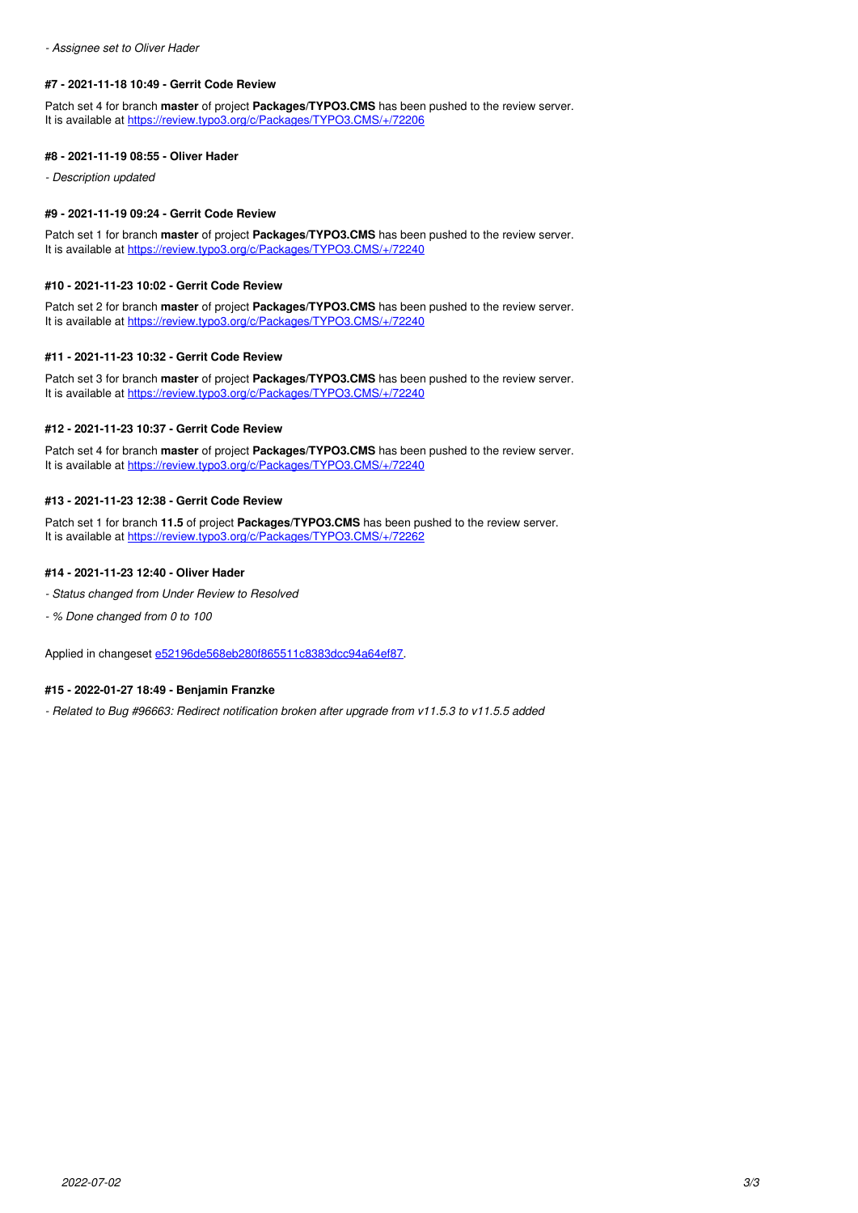*- Assignee set to Oliver Hader*

#### #7 - 2021-11-18 10:49 - Gerrit Code Review

Patch set 4 for branch **master** of project **Packages/TYPO3.CMS** has been pushed to the review server.
It is available at https://review.typo3.org/c/Packages/TYPO3.CMS/+/72206

#### #8 - 2021-11-19 08:55 - Oliver Hader

*- Description updated*

#### #9 - 2021-11-19 09:24 - Gerrit Code Review

Patch set 1 for branch **master** of project **Packages/TYPO3.CMS** has been pushed to the review server.
It is available at https://review.typo3.org/c/Packages/TYPO3.CMS/+/72240

#### #10 - 2021-11-23 10:02 - Gerrit Code Review

Patch set 2 for branch **master** of project **Packages/TYPO3.CMS** has been pushed to the review server.
It is available at https://review.typo3.org/c/Packages/TYPO3.CMS/+/72240

#### #11 - 2021-11-23 10:32 - Gerrit Code Review

Patch set 3 for branch **master** of project **Packages/TYPO3.CMS** has been pushed to the review server.
It is available at https://review.typo3.org/c/Packages/TYPO3.CMS/+/72240

#### #12 - 2021-11-23 10:37 - Gerrit Code Review

Patch set 4 for branch **master** of project **Packages/TYPO3.CMS** has been pushed to the review server.
It is available at https://review.typo3.org/c/Packages/TYPO3.CMS/+/72240

#### #13 - 2021-11-23 12:38 - Gerrit Code Review

Patch set 1 for branch **11.5** of project **Packages/TYPO3.CMS** has been pushed to the review server.
It is available at https://review.typo3.org/c/Packages/TYPO3.CMS/+/72262

#### #14 - 2021-11-23 12:40 - Oliver Hader

*- Status changed from Under Review to Resolved*

*- % Done changed from 0 to 100*

Applied in changeset e52196de568eb280f865511c8383dcc94a64ef87.

#### #15 - 2022-01-27 18:49 - Benjamin Franzke

*- Related to Bug #96663: Redirect notification broken after upgrade from v11.5.3 to v11.5.5 added*